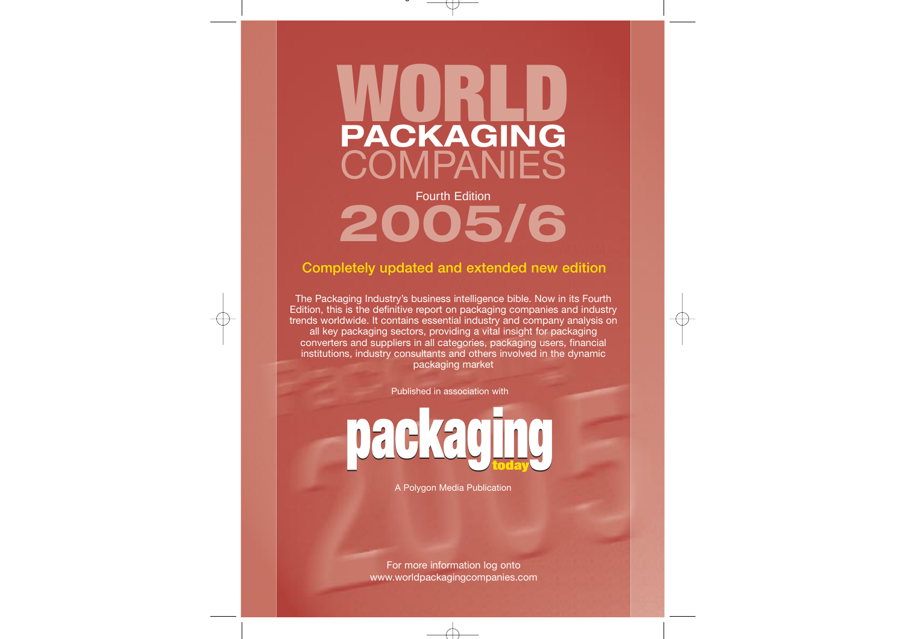# WORLD PACKAGING COMPANIES

Fourth Edition

## 2005/6

**Completely updated and extended new edition**

The Packaging Industry's business intelligence bible. Now in its Fourth Edition, this is the definitive report on packaging companies and industry trends worldwide. It contains essential industry and company analysis on all key packaging sectors, providing a vital insight for packaging converters and suppliers in all categories, packaging users, financial institutions, industry consultants and others involved in the dynamic packaging market

Published in association with

**packaging today**

A Polygon Media Publication

For more information log onto www.worldpackagingcompanies.com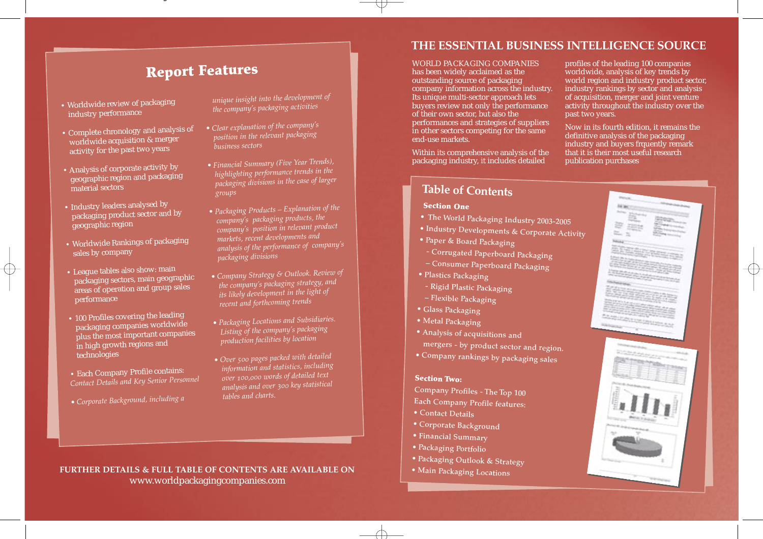## Report Features

- Worldwide review of packaging industry performance
- Complete chronology and analysis of worldwide acquisition & merger activity for the past two years
- Analysis of corporate activity by geographic region and packaging material sectors
- Industry leaders analysed by packaging product sector and by geographic region
- Worldwide Rankings of packaging sales by company
- League tables also show: main packaging sectors, main geographic areas of operation and group sales performance
- 100 Profiles covering the leading packaging companies worldwide plus the most important companies in high growth regions and technologies
- Each Company Profile contains: *Contact Details and Key Senior Personnel*
- *Corporate Background, including a unique insight into the development of the company's packaging activities*
- *Clear explanation of the company's position in the relevant packaging business sectors*
- *Financial Summary (Five Year Trends), highlighting performance trends in the packaging divisions in the case of larger groups*
- *Packaging Products – Explanation of the company's packaging products, the company's position in relevant product markets, recent developments and analysis of the performance of company's packaging divisions*
- *Company Strategy & Outlook. Review of the company's packaging strategy, and its likely development in the light of recent and forthcoming trends*
- *Packaging Locations and Subsidiaries. Listing of the company's packaging production facilities by location*
- *Over 500 pages packed with detailed information and statistics, including over 100,000 words of detailed text analysis and over 300 key statistical tables and charts.*

**FURTHER DETAILS & FULL TABLE OF CONTENTS ARE AVAILABLE ON**
www.worldpackagingcompanies.com

## THE ESSENTIAL BUSINESS INTELLIGENCE SOURCE

WORLD PACKAGING COMPANIES has been widely acclaimed as the outstanding source of packaging company information across the industry. Its unique multi-sector approach lets buyers review not only the performance of their own sector, but also the performances and strategies of suppliers in other sectors competing for the same end-use markets.

Within its comprehensive analysis of the packaging industry, it includes detailed profiles of the leading 100 companies worldwide, analysis of key trends by world region and industry product sector, industry rankings by sector and analysis of acquisition, merger and joint venture activity throughout the industry over the past two years.

Now in its fourth edition, it remains the definitive analysis of the packaging industry and buyers frquently remark that it is their most useful research publication purchases

## Table of Contents

**Section One**

- The World Packaging Industry 2003-2005
- Industry Developments & Corporate Activity
- Paper & Board Packaging
  - Corrugated Paperboard Packaging
  - Consumer Paperboard Packaging
- Plastics Packaging
  - Rigid Plastic Packaging
  - Flexible Packaging
- Glass Packaging
- Metal Packaging
- Analysis of acquisitions and mergers - by product sector and region.
- Company rankings by packaging sales

**Section Two:**

Company Profiles - The Top 100

Each Company Profile features:

- Contact Details
- Corporate Background
- Financial Summary
- Packaging Portfolio
- Packaging Outlook & Strategy
- Main Packaging Locations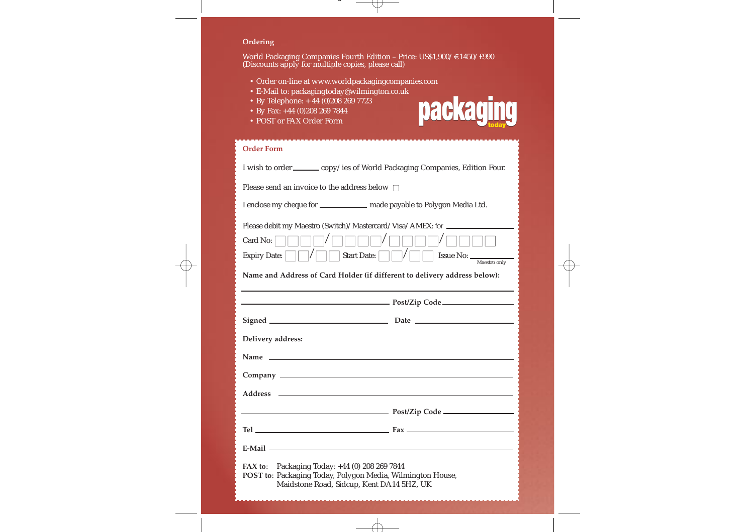## Ordering

World Packaging Companies Fourth Edition – Price: US$1,900/ €1450/ £990
(Discounts apply for multiple copies, please call)

- Order on-line at www.worldpackagingcompanies.com
- E-Mail to: packagingtoday@wilmington.co.uk
- By Telephone: + 44 (0)208 269 7723
- By Fax: +44 (0)208 269 7844
- POST or FAX Order Form

packaging today

## Order Form

I wish to order\_\_\_\_\_\_ copy/ ies of World Packaging Companies, Edition Four.

Please send an invoice to the address below ☐

I enclose my cheque for \_\_\_\_\_\_\_\_\_\_\_ made payable to Polygon Media Ltd.

Please debit my Maestro (Switch)/ Mastercard/ Visa/ AMEX: for \_\_\_\_\_\_\_\_\_\_\_\_\_\_

Card No: ☐☐☐☐ / ☐☐☐☐ / ☐☐☐☐ / ☐☐☐☐

Expiry Date: ☐☐ / ☐☐ Start Date: ☐☐ / ☐☐ Issue No: \_\_\_\_\_\_\_\_ Maestro only

**Name and Address of Card Holder (if different to delivery address below):**

\_\_\_\_\_\_\_\_\_\_\_\_\_\_\_\_\_\_\_\_\_\_\_\_\_\_\_\_\_\_\_\_\_\_\_\_\_\_\_\_\_\_\_\_\_\_\_\_

\_\_\_\_\_\_\_\_\_\_\_\_\_\_\_\_\_\_\_\_\_\_\_\_\_\_ **Post/Zip Code** \_\_\_\_\_\_\_\_\_\_\_\_\_\_

**Signed** \_\_\_\_\_\_\_\_\_\_\_\_\_\_\_\_\_\_\_\_\_\_ **Date** \_\_\_\_\_\_\_\_\_\_\_\_\_\_\_\_\_\_

**Delivery address:**

**Name** \_\_\_\_\_\_\_\_\_\_\_\_\_\_\_\_\_\_\_\_\_\_\_\_\_\_\_\_\_\_\_\_\_\_\_\_\_\_\_\_\_\_\_\_

**Company** \_\_\_\_\_\_\_\_\_\_\_\_\_\_\_\_\_\_\_\_\_\_\_\_\_\_\_\_\_\_\_\_\_\_\_\_\_\_\_\_\_\_

**Address** \_\_\_\_\_\_\_\_\_\_\_\_\_\_\_\_\_\_\_\_\_\_\_\_\_\_\_\_\_\_\_\_\_\_\_\_\_\_\_\_\_\_\_

\_\_\_\_\_\_\_\_\_\_\_\_\_\_\_\_\_\_\_\_\_\_\_\_\_\_ **Post/Zip Code** \_\_\_\_\_\_\_\_\_\_\_\_\_\_

**Tel** \_\_\_\_\_\_\_\_\_\_\_\_\_\_\_\_\_\_\_\_\_\_\_\_\_\_ **Fax** \_\_\_\_\_\_\_\_\_\_\_\_\_\_\_\_\_\_

**E-Mail** \_\_\_\_\_\_\_\_\_\_\_\_\_\_\_\_\_\_\_\_\_\_\_\_\_\_\_\_\_\_\_\_\_\_\_\_\_\_\_\_\_\_\_\_

**FAX to:** Packaging Today: +44 (0) 208 269 7844
**POST to:** Packaging Today, Polygon Media, Wilmington House, Maidstone Road, Sidcup, Kent DA14 5HZ, UK